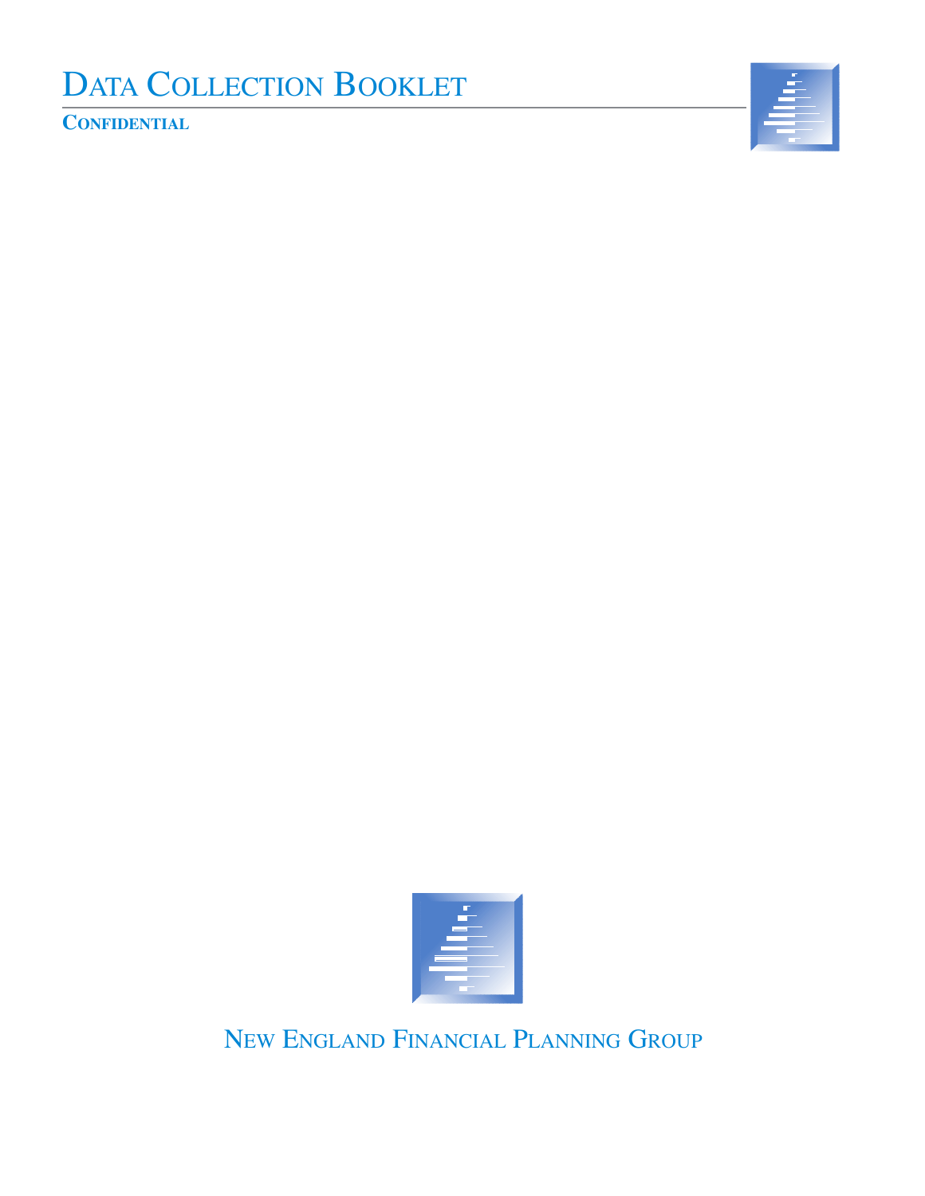# Data Collection Booklet

**Confidential**

New England Financial Planning Group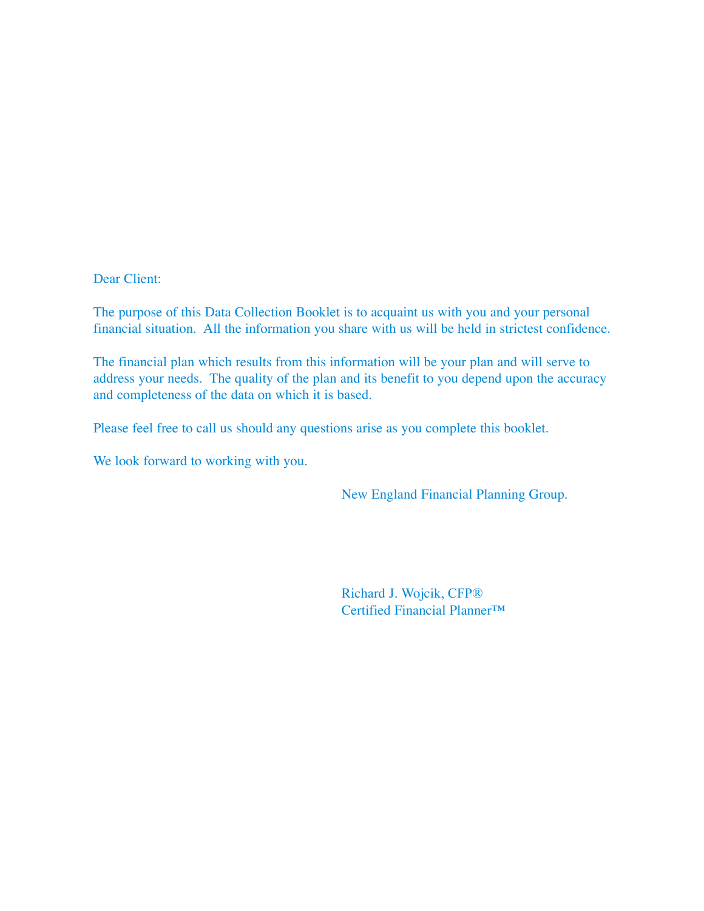Dear Client:

The purpose of this Data Collection Booklet is to acquaint us with you and your personal financial situation. All the information you share with us will be held in strictest confidence.

The financial plan which results from this information will be your plan and will serve to address your needs. The quality of the plan and its benefit to you depend upon the accuracy and completeness of the data on which it is based.

Please feel free to call us should any questions arise as you complete this booklet.

We look forward to working with you.

New England Financial Planning Group.

Richard J. Wojcik, CFP®
Certified Financial Planner™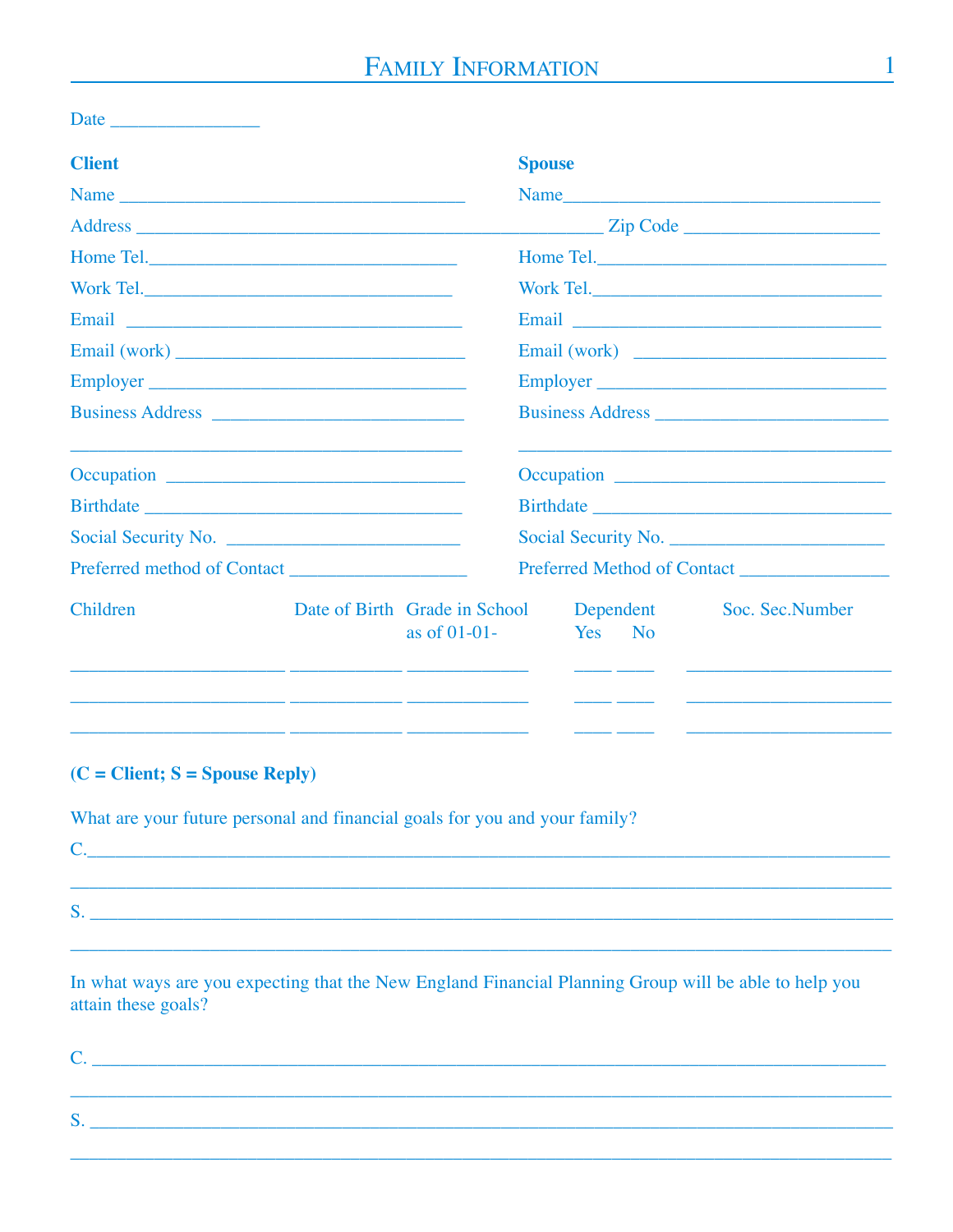# Family Information

Date ________________

| **Client** | **Spouse** |
|---|---|
| Name ____________________________________ | Name ________________________________ |
| Address ________________________________________________ | Zip Code ____________________ |
| Home Tel. ________________________________ | Home Tel. ______________________________ |
| Work Tel. ________________________________ | Work Tel. ______________________________ |
| Email __________________________________ | Email ________________________________ |
| Email (work) _____________________________ | Email (work) __________________________ |
| Employer ________________________________ | Employer ______________________________ |
| Business Address __________________________ | Business Address ________________________ |
| ________________________________________ | ______________________________________ |
| Occupation ______________________________ | Occupation ____________________________ |
| Birthdate _______________________________ | Birthdate ______________________________ |
| Social Security No. ________________________ | Social Security No. ______________________ |
| Preferred method of Contact ________________ | Preferred Method of Contact ______________ |

| Children | Date of Birth | Grade in School as of 01-01- | Dependent Yes | Dependent No | Soc. Sec.Number |
|---|---|---|---|---|---|
| ______________________ | ___________ | ____________ | ____ | ____ | ____________________ |
| ______________________ | ___________ | ____________ | ____ | ____ | ____________________ |
| ______________________ | ___________ | ____________ | ____ | ____ | ____________________ |

**(C = Client; S = Spouse Reply)**

What are your future personal and financial goals for you and your family?

C. ______________________________________________________________________________

_______________________________________________________________________________

S. ______________________________________________________________________________

_______________________________________________________________________________

In what ways are you expecting that the New England Financial Planning Group will be able to help you attain these goals?

C. ______________________________________________________________________________

_______________________________________________________________________________

S. ______________________________________________________________________________

_______________________________________________________________________________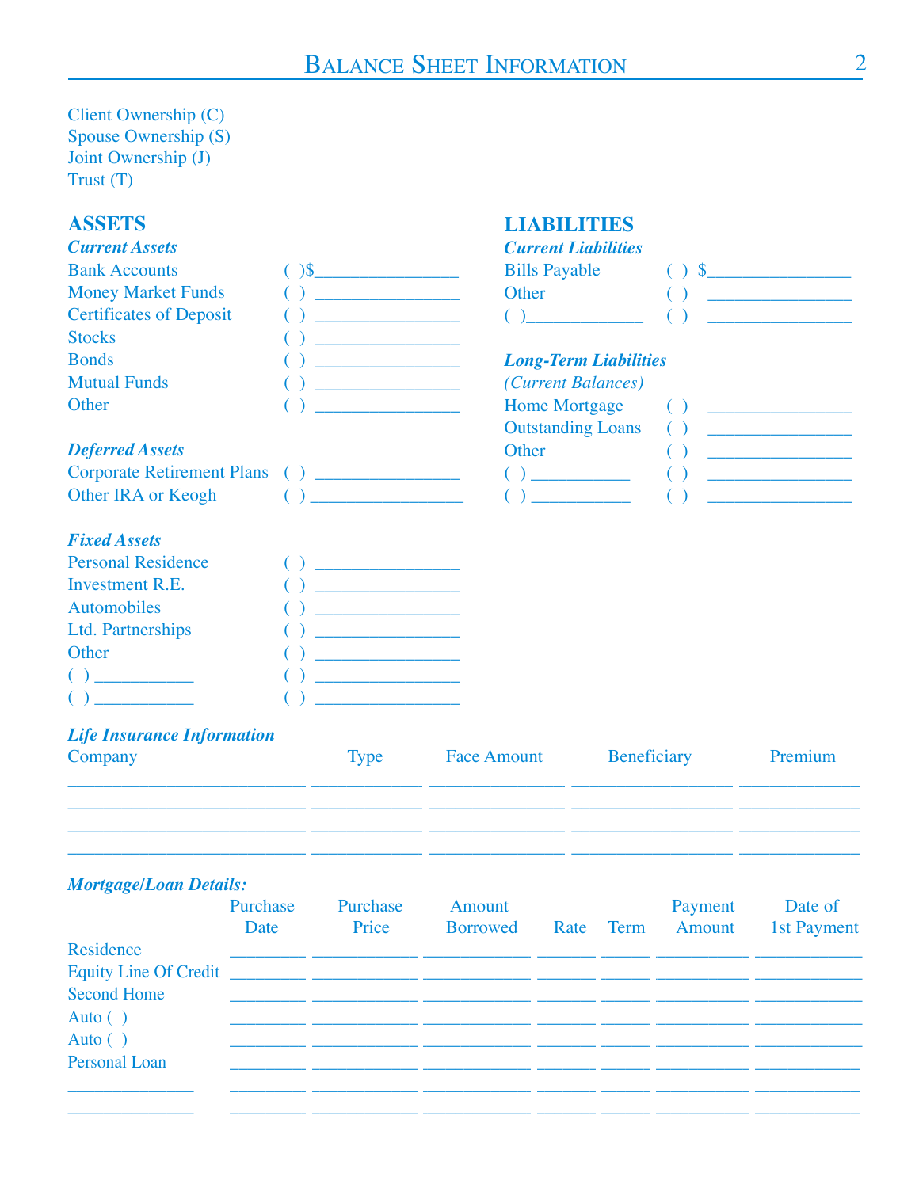# Balance Sheet Information

Client Ownership (C)
Spouse Ownership (S)
Joint Ownership (J)
Trust (T)

## ASSETS

***Current Assets***

| | | |
|---|---|---|
| Bank Accounts | ( ) | $________________ |
| Money Market Funds | ( ) | ________________ |
| Certificates of Deposit | ( ) | ________________ |
| Stocks | ( ) | ________________ |
| Bonds | ( ) | ________________ |
| Mutual Funds | ( ) | ________________ |
| Other | ( ) | ________________ |

***Deferred Assets***

| | | |
|---|---|---|
| Corporate Retirement Plans | ( ) | ________________ |
| Other IRA or Keogh | ( ) | ________________ |

***Fixed Assets***

| | | |
|---|---|---|
| Personal Residence | ( ) | ________________ |
| Investment R.E. | ( ) | ________________ |
| Automobiles | ( ) | ________________ |
| Ltd. Partnerships | ( ) | ________________ |
| Other | ( ) | ________________ |
| ( ) ___________ | ( ) | ________________ |
| ( ) ___________ | ( ) | ________________ |

## LIABILITIES

***Current Liabilities***

| | | |
|---|---|---|
| Bills Payable | ( ) | $________________ |
| Other | ( ) | ________________ |
| ( )_____________ | ( ) | ________________ |

***Long-Term Liabilities***
*(Current Balances)*

| | | |
|---|---|---|
| Home Mortgage | ( ) | ________________ |
| Outstanding Loans | ( ) | ________________ |
| Other | ( ) | ________________ |
| ( ) ___________ | ( ) | ________________ |
| ( ) ___________ | ( ) | ________________ |

***Life Insurance Information***

| Company | Type | Face Amount | Beneficiary | Premium |
|---|---|---|---|---|
| | | | | |
| | | | | |
| | | | | |
| | | | | |

***Mortgage/Loan Details:***

| | Purchase Date | Purchase Price | Amount Borrowed | Rate | Term | Payment Amount | Date of 1st Payment |
|---|---|---|---|---|---|---|---|
| Residence | | | | | | | |
| Equity Line Of Credit | | | | | | | |
| Second Home | | | | | | | |
| Auto ( ) | | | | | | | |
| Auto ( ) | | | | | | | |
| Personal Loan | | | | | | | |
| ______________ | | | | | | | |
| ______________ | | | | | | | |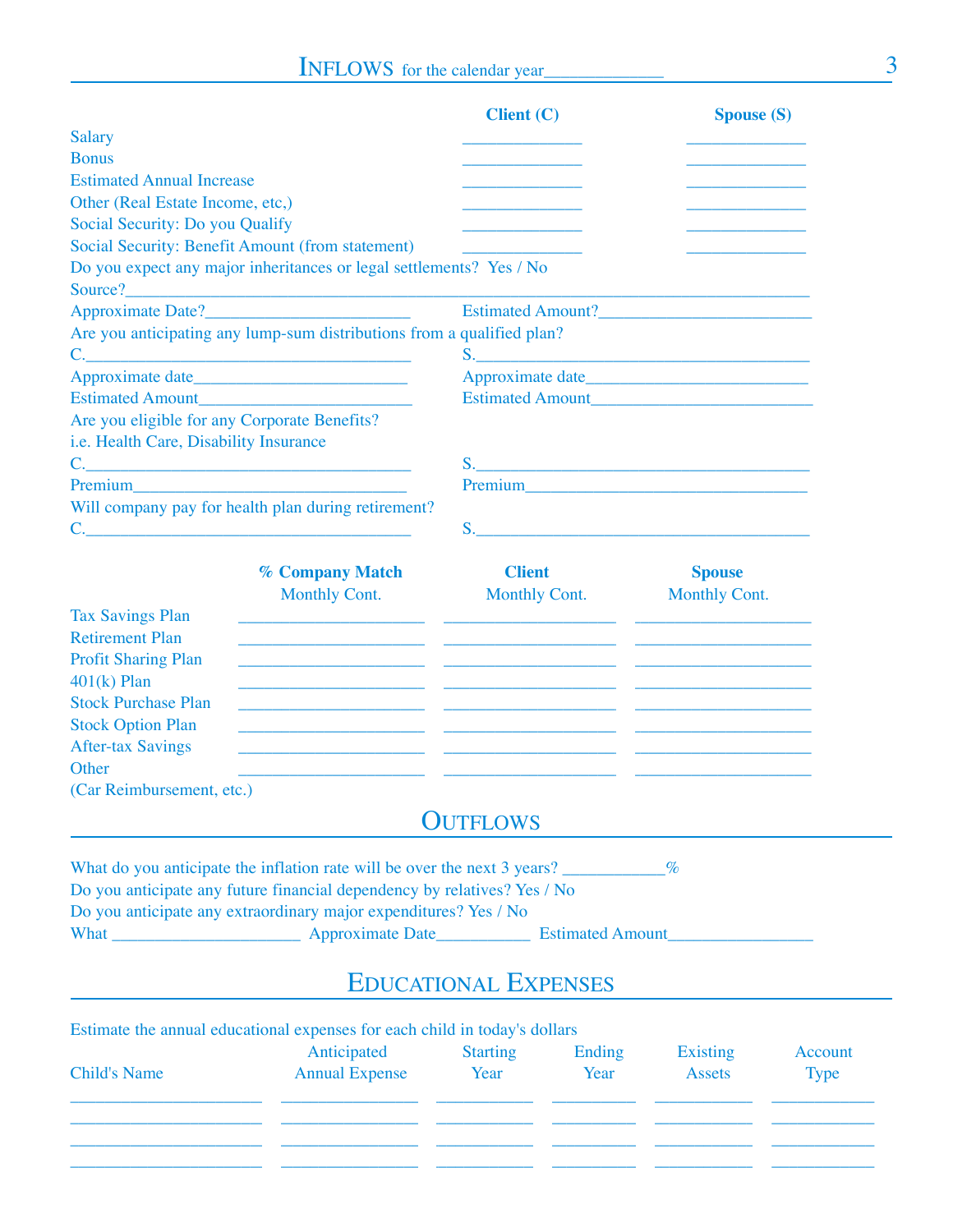## INFLOWS for the calendar year_____________

| | Client (C) | Spouse (S) |
|---|---|---|
| Salary | _____________ | _____________ |
| Bonus | _____________ | _____________ |
| Estimated Annual Increase | _____________ | _____________ |
| Other (Real Estate Income, etc,) | _____________ | _____________ |
| Social Security: Do you Qualify | _____________ | _____________ |
| Social Security: Benefit Amount (from statement) | _____________ | _____________ |

Do you expect any major inheritances or legal settlements? Yes / No

Source?_______________________________________________________________________________

Approximate Date?________________________ Estimated Amount?_________________________

Are you anticipating any lump-sum distributions from a qualified plan?

C.________________________________________ S.________________________________________

Approximate date_________________________ Approximate date__________________________

Estimated Amount_________________________ Estimated Amount__________________________

Are you eligible for any Corporate Benefits?

i.e. Health Care, Disability Insurance

C.________________________________________ S.________________________________________

Premium__________________________________ Premium_________________________________

Will company pay for health plan during retirement?

C.________________________________________ S.________________________________________

| | % Company Match Monthly Cont. | Client Monthly Cont. | Spouse Monthly Cont. |
|---|---|---|---|
| Tax Savings Plan | _____________________ | ___________________ | ___________________ |
| Retirement Plan | _____________________ | ___________________ | ___________________ |
| Profit Sharing Plan | _____________________ | ___________________ | ___________________ |
| 401(k) Plan | _____________________ | ___________________ | ___________________ |
| Stock Purchase Plan | _____________________ | ___________________ | ___________________ |
| Stock Option Plan | _____________________ | ___________________ | ___________________ |
| After-tax Savings | _____________________ | ___________________ | ___________________ |
| Other (Car Reimbursement, etc.) | _____________________ | ___________________ | ___________________ |

## OUTFLOWS

What do you anticipate the inflation rate will be over the next 3 years? ___________%

Do you anticipate any future financial dependency by relatives? Yes / No

Do you anticipate any extraordinary major expenditures? Yes / No

What _____________________ Approximate Date___________ Estimated Amount________________

## EDUCATIONAL EXPENSES

Estimate the annual educational expenses for each child in today's dollars

| Child's Name | Anticipated Annual Expense | Starting Year | Ending Year | Existing Assets | Account Type |
|---|---|---|---|---|---|
| _____________________ | _______________ | ___________ | _________ | ___________ | ___________ |
| _____________________ | _______________ | ___________ | _________ | ___________ | ___________ |
| _____________________ | _______________ | ___________ | _________ | ___________ | ___________ |
| _____________________ | _______________ | ___________ | _________ | ___________ | ___________ |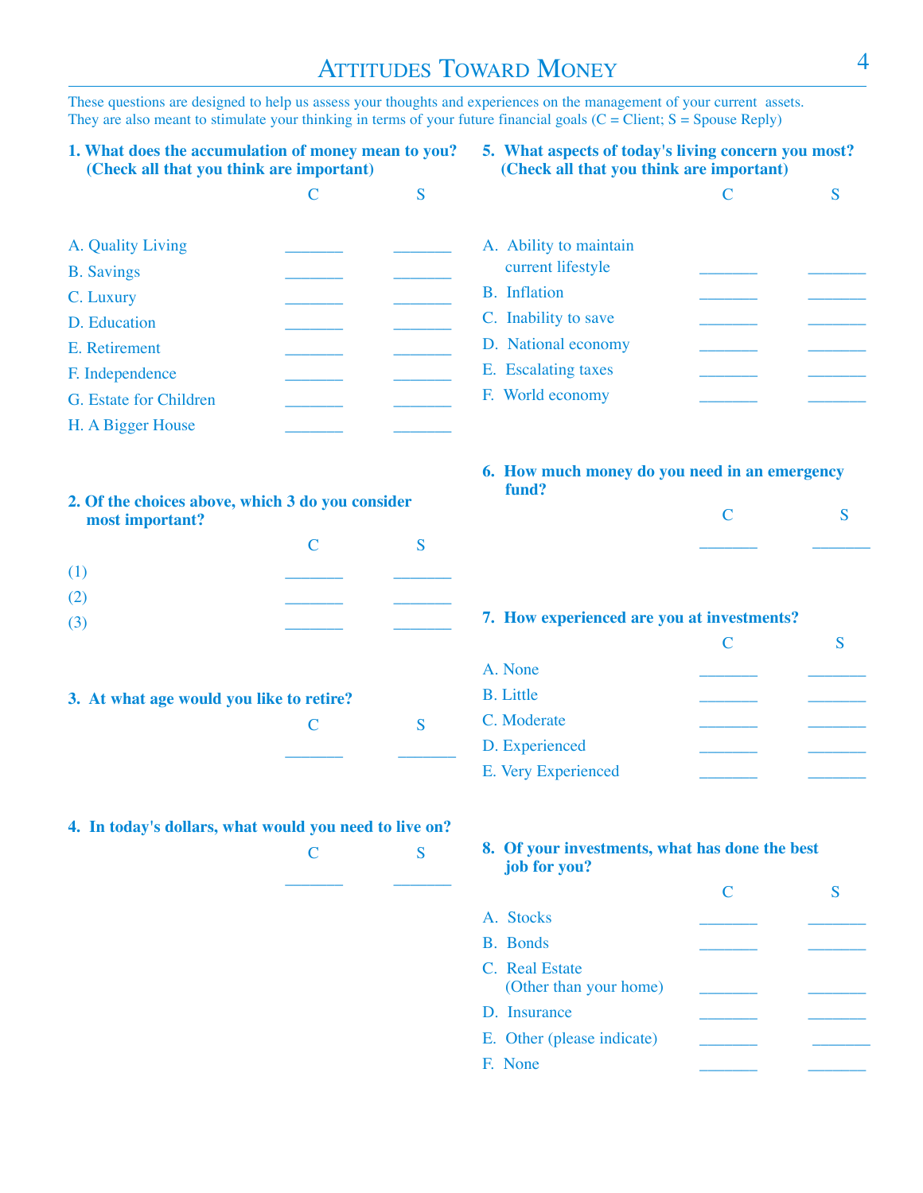# Attitudes Toward Money

These questions are designed to help us assess your thoughts and experiences on the management of your current assets. They are also meant to stimulate your thinking in terms of your future financial goals (C = Client; S = Spouse Reply)

**1. What does the accumulation of money mean to you? (Check all that you think are important)**

| | C | S |
|---|---|---|
| A. Quality Living | _______ | _______ |
| B. Savings | _______ | _______ |
| C. Luxury | _______ | _______ |
| D. Education | _______ | _______ |
| E. Retirement | _______ | _______ |
| F. Independence | _______ | _______ |
| G. Estate for Children | _______ | _______ |
| H. A Bigger House | _______ | _______ |

**2. Of the choices above, which 3 do you consider most important?**

| | C | S |
|---|---|---|
| (1) | _______ | _______ |
| (2) | _______ | _______ |
| (3) | _______ | _______ |

**3. At what age would you like to retire?**

| C | S |
|---|---|
| _______ | _______ |

**4. In today's dollars, what would you need to live on?**

| C | S |
|---|---|
| _______ | _______ |

**5. What aspects of today's living concern you most? (Check all that you think are important)**

| | C | S |
|---|---|---|
| A. Ability to maintain current lifestyle | _______ | _______ |
| B. Inflation | _______ | _______ |
| C. Inability to save | _______ | _______ |
| D. National economy | _______ | _______ |
| E. Escalating taxes | _______ | _______ |
| F. World economy | _______ | _______ |

**6. How much money do you need in an emergency fund?**

| C | S |
|---|---|
| _______ | _______ |

**7. How experienced are you at investments?**

| | C | S |
|---|---|---|
| A. None | _______ | _______ |
| B. Little | _______ | _______ |
| C. Moderate | _______ | _______ |
| D. Experienced | _______ | _______ |
| E. Very Experienced | _______ | _______ |

**8. Of your investments, what has done the best job for you?**

| | C | S |
|---|---|---|
| A. Stocks | _______ | _______ |
| B. Bonds | _______ | _______ |
| C. Real Estate (Other than your home) | _______ | _______ |
| D. Insurance | _______ | _______ |
| E. Other (please indicate) | _______ | _______ |
| F. None | _______ | _______ |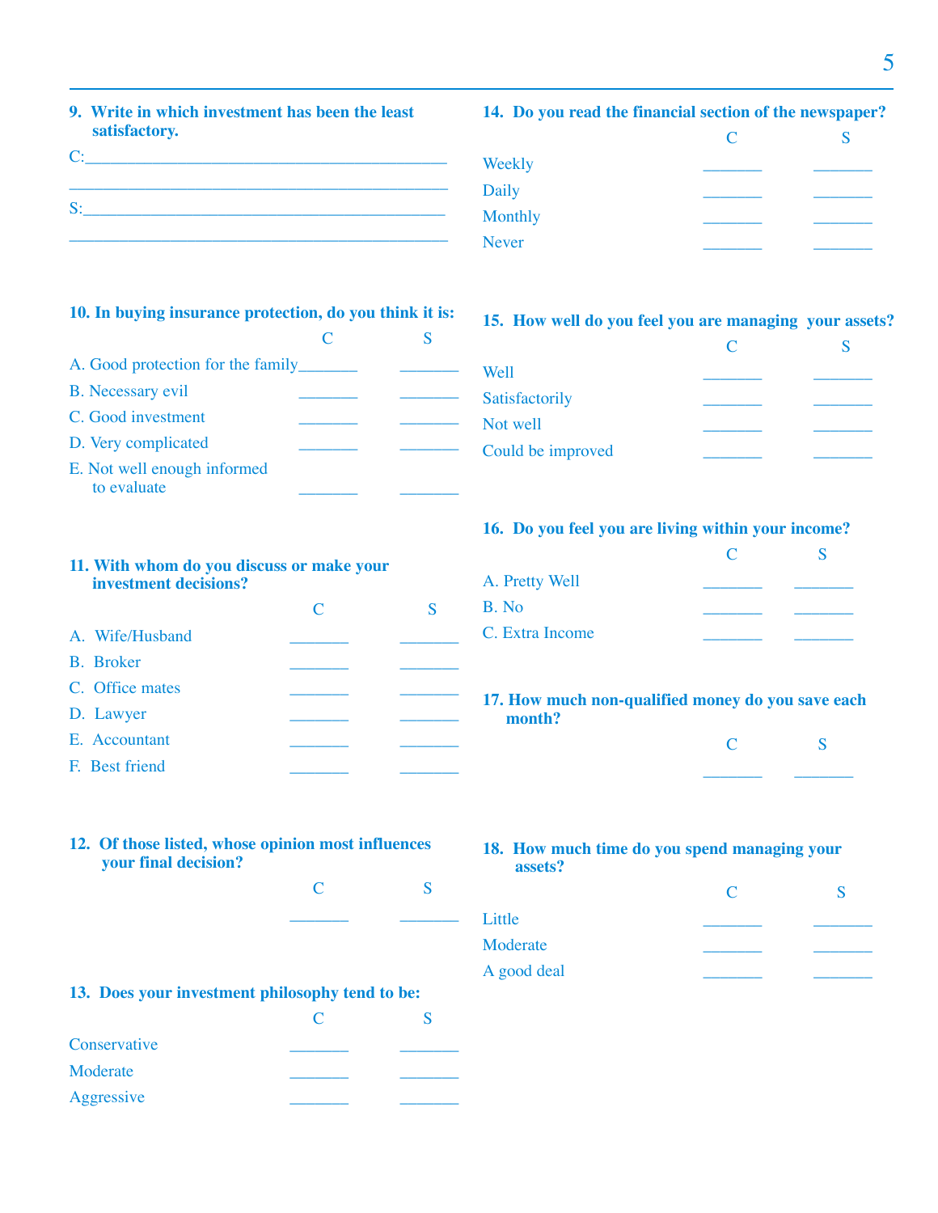**9. Write in which investment has been the least satisfactory.**

C:_______________________________________________

_______________________________________________

S:_______________________________________________

_______________________________________________

**10. In buying insurance protection, do you think it is:**

| | C | S |
|---|---|---|
| A. Good protection for the family | _______ | _______ |
| B. Necessary evil | _______ | _______ |
| C. Good investment | _______ | _______ |
| D. Very complicated | _______ | _______ |
| E. Not well enough informed to evaluate | _______ | _______ |

**11. With whom do you discuss or make your investment decisions?**

| | C | S |
|---|---|---|
| A. Wife/Husband | _______ | _______ |
| B. Broker | _______ | _______ |
| C. Office mates | _______ | _______ |
| D. Lawyer | _______ | _______ |
| E. Accountant | _______ | _______ |
| F. Best friend | _______ | _______ |

**12. Of those listed, whose opinion most influences your final decision?**

| C | S |
|---|---|
| _______ | _______ |

**13. Does your investment philosophy tend to be:**

| | C | S |
|---|---|---|
| Conservative | _______ | _______ |
| Moderate | _______ | _______ |
| Aggressive | _______ | _______ |

**14. Do you read the financial section of the newspaper?**

| | C | S |
|---|---|---|
| Weekly | _______ | _______ |
| Daily | _______ | _______ |
| Monthly | _______ | _______ |
| Never | _______ | _______ |

**15. How well do you feel you are managing your assets?**

| | C | S |
|---|---|---|
| Well | _______ | _______ |
| Satisfactorily | _______ | _______ |
| Not well | _______ | _______ |
| Could be improved | _______ | _______ |

**16. Do you feel you are living within your income?**

| | C | S |
|---|---|---|
| A. Pretty Well | _______ | _______ |
| B. No | _______ | _______ |
| C. Extra Income | _______ | _______ |

**17. How much non-qualified money do you save each month?**

| C | S |
|---|---|
| _______ | _______ |

**18. How much time do you spend managing your assets?**

| | C | S |
|---|---|---|
| Little | _______ | _______ |
| Moderate | _______ | _______ |
| A good deal | _______ | _______ |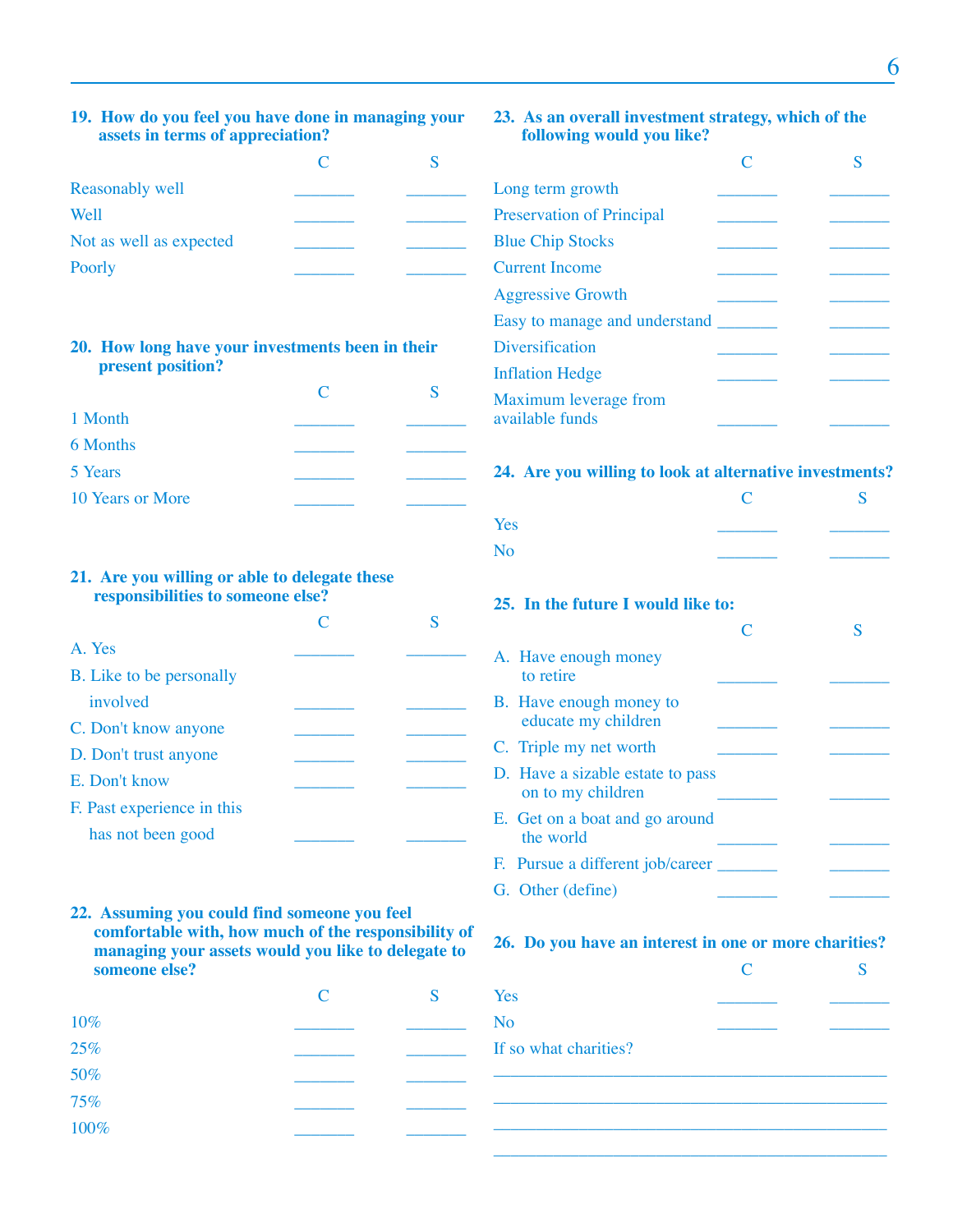**19. How do you feel you have done in managing your assets in terms of appreciation?**

| | C | S |
|---|---|---|
| Reasonably well | _______ | _______ |
| Well | _______ | _______ |
| Not as well as expected | _______ | _______ |
| Poorly | _______ | _______ |

**20. How long have your investments been in their present position?**

| | C | S |
|---|---|---|
| 1 Month | _______ | _______ |
| 6 Months | _______ | _______ |
| 5 Years | _______ | _______ |
| 10 Years or More | _______ | _______ |

**21. Are you willing or able to delegate these responsibilities to someone else?**

| | C | S |
|---|---|---|
| A. Yes | _______ | _______ |
| B. Like to be personally involved | _______ | _______ |
| C. Don't know anyone | _______ | _______ |
| D. Don't trust anyone | _______ | _______ |
| E. Don't know | _______ | _______ |
| F. Past experience in this has not been good | _______ | _______ |

**22. Assuming you could find someone you feel comfortable with, how much of the responsibility of managing your assets would you like to delegate to someone else?**

| | C | S |
|---|---|---|
| 10% | _______ | _______ |
| 25% | _______ | _______ |
| 50% | _______ | _______ |
| 75% | _______ | _______ |
| 100% | _______ | _______ |

**23. As an overall investment strategy, which of the following would you like?**

| | C | S |
|---|---|---|
| Long term growth | _______ | _______ |
| Preservation of Principal | _______ | _______ |
| Blue Chip Stocks | _______ | _______ |
| Current Income | _______ | _______ |
| Aggressive Growth | _______ | _______ |
| Easy to manage and understand | _______ | _______ |
| Diversification | _______ | _______ |
| Inflation Hedge | _______ | _______ |
| Maximum leverage from available funds | _______ | _______ |

**24. Are you willing to look at alternative investments?**

| | C | S |
|---|---|---|
| Yes | _______ | _______ |
| No | _______ | _______ |

**25. In the future I would like to:**

| | C | S |
|---|---|---|
| A. Have enough money to retire | _______ | _______ |
| B. Have enough money to educate my children | _______ | _______ |
| C. Triple my net worth | _______ | _______ |
| D. Have a sizable estate to pass on to my children | _______ | _______ |
| E. Get on a boat and go around the world | _______ | _______ |
| F. Pursue a different job/career | _______ | _______ |
| G. Other (define) | _______ | _______ |

**26. Do you have an interest in one or more charities?**

| | C | S |
|---|---|---|
| Yes | _______ | _______ |
| No | _______ | _______ |

If so what charities?

_______________________________________________

_______________________________________________

_______________________________________________

_______________________________________________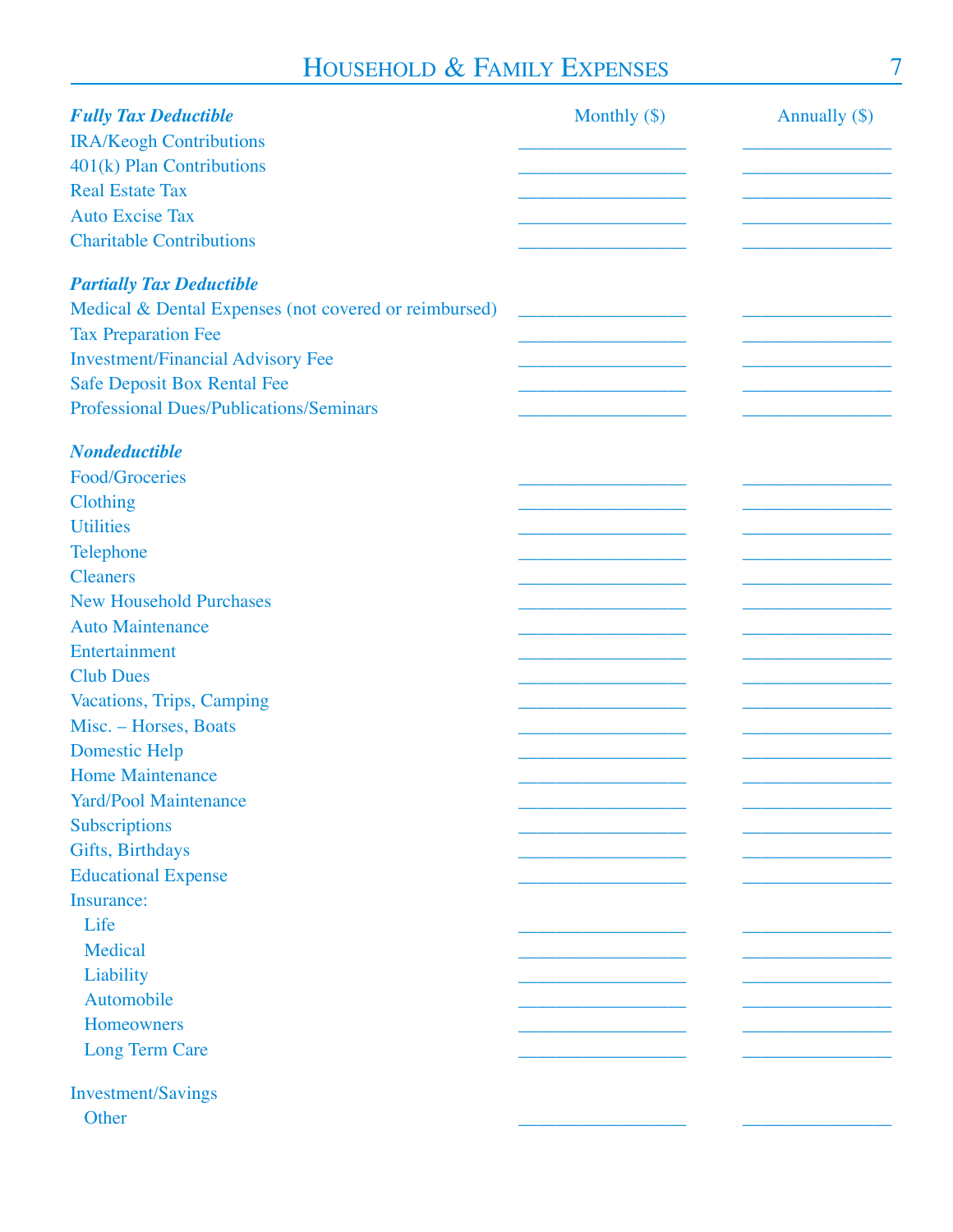# Household & Family Expenses

| *Fully Tax Deductible* | Monthly ($) | Annually ($) |
|---|---|---|
| IRA/Keogh Contributions | ________________ | ________________ |
| 401(k) Plan Contributions | ________________ | ________________ |
| Real Estate Tax | ________________ | ________________ |
| Auto Excise Tax | ________________ | ________________ |
| Charitable Contributions | ________________ | ________________ |
| ***Partially Tax Deductible*** | | |
| Medical & Dental Expenses (not covered or reimbursed) | ________________ | ________________ |
| Tax Preparation Fee | ________________ | ________________ |
| Investment/Financial Advisory Fee | ________________ | ________________ |
| Safe Deposit Box Rental Fee | ________________ | ________________ |
| Professional Dues/Publications/Seminars | ________________ | ________________ |
| ***Nondeductible*** | | |
| Food/Groceries | ________________ | ________________ |
| Clothing | ________________ | ________________ |
| Utilities | ________________ | ________________ |
| Telephone | ________________ | ________________ |
| Cleaners | ________________ | ________________ |
| New Household Purchases | ________________ | ________________ |
| Auto Maintenance | ________________ | ________________ |
| Entertainment | ________________ | ________________ |
| Club Dues | ________________ | ________________ |
| Vacations, Trips, Camping | ________________ | ________________ |
| Misc. – Horses, Boats | ________________ | ________________ |
| Domestic Help | ________________ | ________________ |
| Home Maintenance | ________________ | ________________ |
| Yard/Pool Maintenance | ________________ | ________________ |
| Subscriptions | ________________ | ________________ |
| Gifts, Birthdays | ________________ | ________________ |
| Educational Expense | ________________ | ________________ |
| Insurance: | | |
| Life | ________________ | ________________ |
| Medical | ________________ | ________________ |
| Liability | ________________ | ________________ |
| Automobile | ________________ | ________________ |
| Homeowners | ________________ | ________________ |
| Long Term Care | ________________ | ________________ |
| Investment/Savings | | |
| Other | ________________ | ________________ |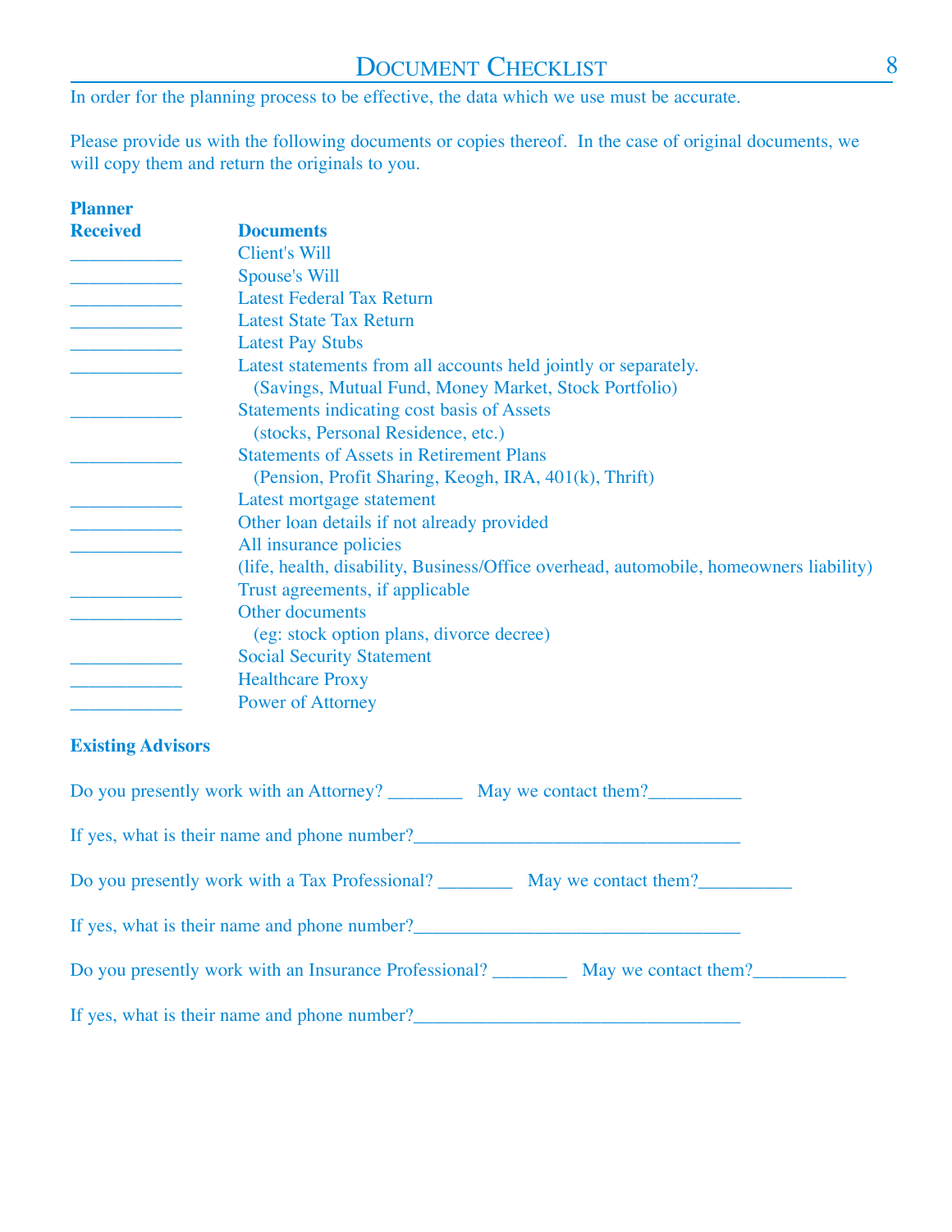# Document Checklist

In order for the planning process to be effective, the data which we use must be accurate.

Please provide us with the following documents or copies thereof. In the case of original documents, we will copy them and return the originals to you.

| Planner Received | Documents |
| --- | --- |
| ____________ | Client's Will |
| ____________ | Spouse's Will |
| ____________ | Latest Federal Tax Return |
| ____________ | Latest State Tax Return |
| ____________ | Latest Pay Stubs |
| ____________ | Latest statements from all accounts held jointly or separately. (Savings, Mutual Fund, Money Market, Stock Portfolio) |
| ____________ | Statements indicating cost basis of Assets (stocks, Personal Residence, etc.) |
| ____________ | Statements of Assets in Retirement Plans (Pension, Profit Sharing, Keogh, IRA, 401(k), Thrift) |
| ____________ | Latest mortgage statement |
| ____________ | Other loan details if not already provided |
| ____________ | All insurance policies (life, health, disability, Business/Office overhead, automobile, homeowners liability) |
| ____________ | Trust agreements, if applicable |
| ____________ | Other documents (eg: stock option plans, divorce decree) |
| ____________ | Social Security Statement |
| ____________ | Healthcare Proxy |
| ____________ | Power of Attorney |

**Existing Advisors**

Do you presently work with an Attorney? ________ May we contact them?__________

If yes, what is their name and phone number?__________________________________

Do you presently work with a Tax Professional? ________ May we contact them?__________

If yes, what is their name and phone number?__________________________________

Do you presently work with an Insurance Professional? ________ May we contact them?__________

If yes, what is their name and phone number?__________________________________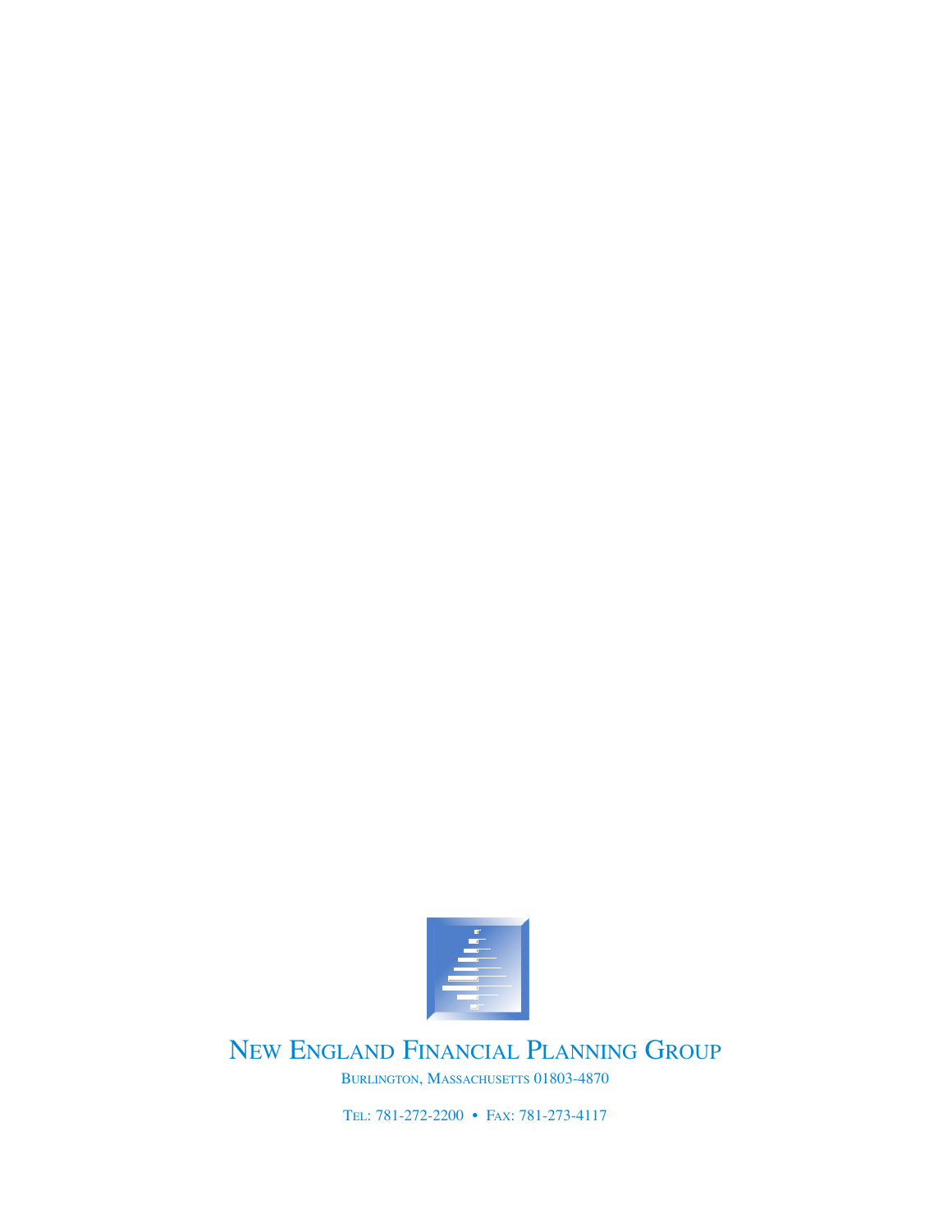New England Financial Planning Group

Burlington, Massachusetts 01803-4870

Tel: 781-272-2200 • Fax: 781-273-4117